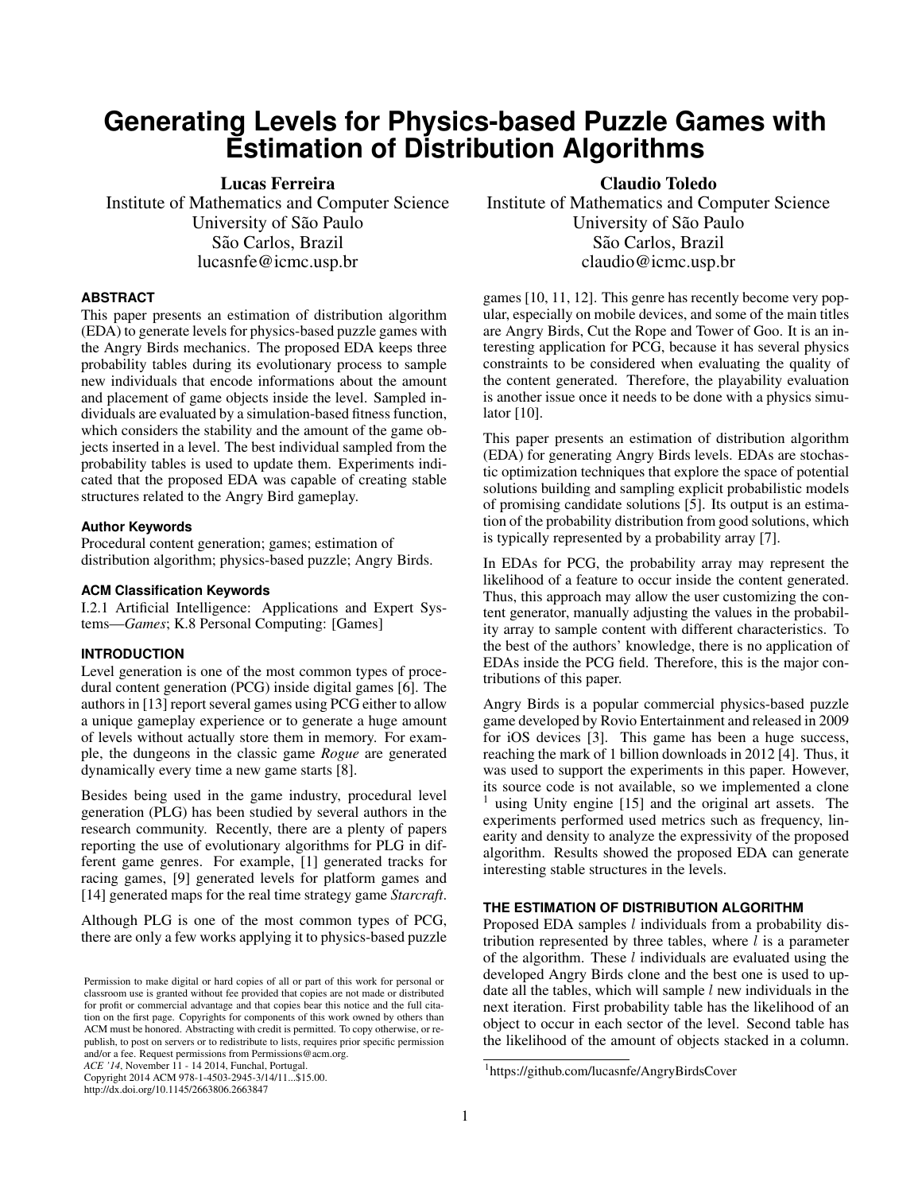# Generating Levels for Physics-based Puzzle Games with Estimation of Distribution Algorithms

**Lucas Ferreira**
Institute of Mathematics and Computer Science
University of São Paulo
São Carlos, Brazil
lucasnfe@icmc.usp.br

**Claudio Toledo**
Institute of Mathematics and Computer Science
University of São Paulo
São Carlos, Brazil
claudio@icmc.usp.br

## ABSTRACT

This paper presents an estimation of distribution algorithm (EDA) to generate levels for physics-based puzzle games with the Angry Birds mechanics. The proposed EDA keeps three probability tables during its evolutionary process to sample new individuals that encode informations about the amount and placement of game objects inside the level. Sampled individuals are evaluated by a simulation-based fitness function, which considers the stability and the amount of the game objects inserted in a level. The best individual sampled from the probability tables is used to update them. Experiments indicated that the proposed EDA was capable of creating stable structures related to the Angry Bird gameplay.

### Author Keywords

Procedural content generation; games; estimation of distribution algorithm; physics-based puzzle; Angry Birds.

### ACM Classification Keywords

I.2.1 Artificial Intelligence: Applications and Expert Systems—*Games*; K.8 Personal Computing: [Games]

## INTRODUCTION

Level generation is one of the most common types of procedural content generation (PCG) inside digital games [6]. The authors in [13] report several games using PCG either to allow a unique gameplay experience or to generate a huge amount of levels without actually store them in memory. For example, the dungeons in the classic game *Rogue* are generated dynamically every time a new game starts [8].

Besides being used in the game industry, procedural level generation (PLG) has been studied by several authors in the research community. Recently, there are a plenty of papers reporting the use of evolutionary algorithms for PLG in different game genres. For example, [1] generated tracks for racing games, [9] generated levels for platform games and [14] generated maps for the real time strategy game *Starcraft*.

Although PLG is one of the most common types of PCG, there are only a few works applying it to physics-based puzzle games [10, 11, 12]. This genre has recently become very popular, especially on mobile devices, and some of the main titles are Angry Birds, Cut the Rope and Tower of Goo. It is an interesting application for PCG, because it has several physics constraints to be considered when evaluating the quality of the content generated. Therefore, the playability evaluation is another issue once it needs to be done with a physics simulator [10].

This paper presents an estimation of distribution algorithm (EDA) for generating Angry Birds levels. EDAs are stochastic optimization techniques that explore the space of potential solutions building and sampling explicit probabilistic models of promising candidate solutions [5]. Its output is an estimation of the probability distribution from good solutions, which is typically represented by a probability array [7].

In EDAs for PCG, the probability array may represent the likelihood of a feature to occur inside the content generated. Thus, this approach may allow the user customizing the content generator, manually adjusting the values in the probability array to sample content with different characteristics. To the best of the authors' knowledge, there is no application of EDAs inside the PCG field. Therefore, this is the major contributions of this paper.

Angry Birds is a popular commercial physics-based puzzle game developed by Rovio Entertainment and released in 2009 for iOS devices [3]. This game has been a huge success, reaching the mark of 1 billion downloads in 2012 [4]. Thus, it was used to support the experiments in this paper. However, its source code is not available, so we implemented a clone [1] using Unity engine [15] and the original art assets. The experiments performed used metrics such as frequency, linearity and density to analyze the expressivity of the proposed algorithm. Results showed the proposed EDA can generate interesting stable structures in the levels.

## THE ESTIMATION OF DISTRIBUTION ALGORITHM

Proposed EDA samples $l$ individuals from a probability distribution represented by three tables, where $l$ is a parameter of the algorithm. These $l$ individuals are evaluated using the developed Angry Birds clone and the best one is used to update all the tables, which will sample $l$ new individuals in the next iteration. First probability table has the likelihood of an object to occur in each sector of the level. Second table has the likelihood of the amount of objects stacked in a column.

[1] https://github.com/lucasnfe/AngryBirdsCover

Permission to make digital or hard copies of all or part of this work for personal or classroom use is granted without fee provided that copies are not made or distributed for profit or commercial advantage and that copies bear this notice and the full citation on the first page. Copyrights for components of this work owned by others than ACM must be honored. Abstracting with credit is permitted. To copy otherwise, or republish, to post on servers or to redistribute to lists, requires prior specific permission and/or a fee. Request permissions from Permissions@acm.org.
*ACE '14*, November 11 - 14 2014, Funchal, Portugal.
Copyright 2014 ACM 978-1-4503-2945-3/14/11...$15.00.
http://dx.doi.org/10.1145/2663806.2663847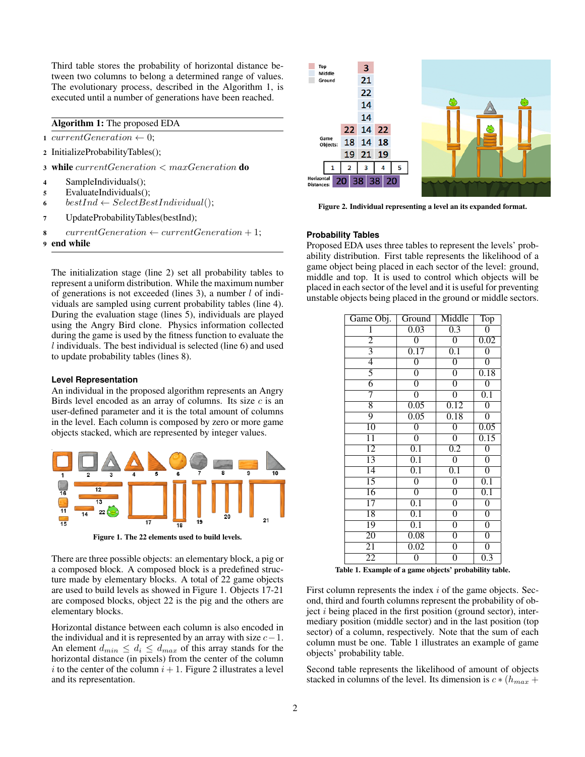Third table stores the probability of horizontal distance between two columns to belong a determined range of values. The evolutionary process, described in the Algorithm 1, is executed until a number of generations have been reached.

**Algorithm 1:** The proposed EDA

```
1 currentGeneration ← 0;
2 InitializeProbabilityTables();
3 while currentGeneration < maxGeneration do
4     SampleIndividuals();
5     EvaluateIndividuals();
6     bestInd ← SelectBestIndividual();
7     UpdateProbabilityTables(bestInd);
8     currentGeneration ← currentGeneration + 1;
9 end while
```

The initialization stage (line 2) set all probability tables to represent a uniform distribution. While the maximum number of generations is not exceeded (lines 3), a number $l$ of individuals are sampled using current probability tables (line 4). During the evaluation stage (lines 5), individuals are played using the Angry Bird clone. Physics information collected during the game is used by the fitness function to evaluate the $l$ individuals. The best individual is selected (line 6) and used to update probability tables (lines 8).

### Level Representation

An individual in the proposed algorithm represents an Angry Birds level encoded as an array of columns. Its size $c$ is an user-defined parameter and it is the total amount of columns in the level. Each column is composed by zero or more game objects stacked, which are represented by integer values.

1 2 3 4 5 6 7 8 9 10
16 12 13 11 14 22 15 17 18 19 20 21

**Figure 1. The 22 elements used to build levels.**

There are three possible objects: an elementary block, a pig or a composed block. A composed block is a predefined structure made by elementary blocks. A total of 22 game objects are used to build levels as showed in Figure 1. Objects 17-21 are composed blocks, object 22 is the pig and the others are elementary blocks.

Horizontal distance between each column is also encoded in the individual and it is represented by an array with size $c-1$. An element $d_{min} \leq d_i \leq d_{max}$ of this array stands for the horizontal distance (in pixels) from the center of the column $i$ to the center of the column $i+1$. Figure 2 illustrates a level and its representation.

Top
Middle
Ground
Game Objects:
3
21
22
14
14
22 14 22
18 14 18
19 21 19
1 2 3 4 5
Horizontal Distances: 20 38 38 20

**Figure 2. Individual representing a level an its expanded format.**

### Probability Tables

Proposed EDA uses three tables to represent the levels' probability distribution. First table represents the likelihood of a game object being placed in each sector of the level: ground, middle and top. It is used to control which objects will be placed in each sector of the level and it is useful for preventing unstable objects being placed in the ground or middle sectors.

| Game Obj. | Ground | Middle | Top |
|---|---|---|---|
| 1 | 0.03 | 0.3 | 0 |
| 2 | 0 | 0 | 0.02 |
| 3 | 0.17 | 0.1 | 0 |
| 4 | 0 | 0 | 0 |
| 5 | 0 | 0 | 0.18 |
| 6 | 0 | 0 | 0 |
| 7 | 0 | 0 | 0.1 |
| 8 | 0.05 | 0.12 | 0 |
| 9 | 0.05 | 0.18 | 0 |
| 10 | 0 | 0 | 0.05 |
| 11 | 0 | 0 | 0.15 |
| 12 | 0.1 | 0.2 | 0 |
| 13 | 0.1 | 0 | 0 |
| 14 | 0.1 | 0.1 | 0 |
| 15 | 0 | 0 | 0.1 |
| 16 | 0 | 0 | 0.1 |
| 17 | 0.1 | 0 | 0 |
| 18 | 0.1 | 0 | 0 |
| 19 | 0.1 | 0 | 0 |
| 20 | 0.08 | 0 | 0 |
| 21 | 0.02 | 0 | 0 |
| 22 | 0 | 0 | 0.3 |

**Table 1. Example of a game objects' probability table.**

First column represents the index $i$ of the game objects. Second, third and fourth columns represent the probability of object $i$ being placed in the first position (ground sector), intermediary position (middle sector) and in the last position (top sector) of a column, respectively. Note that the sum of each column must be one. Table 1 illustrates an example of game objects' probability table.

Second table represents the likelihood of amount of objects stacked in columns of the level. Its dimension is $c * (h_{max} +$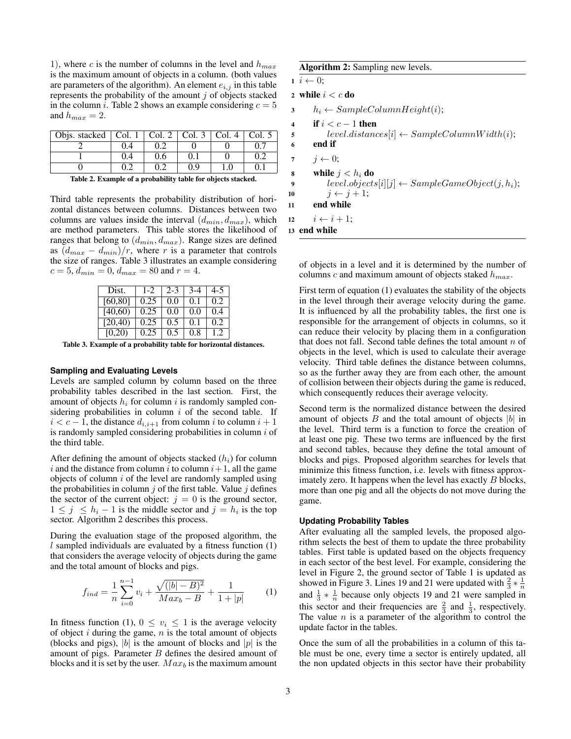1), where $c$ is the number of columns in the level and $h_{max}$ is the maximum amount of objects in a column. (both values are parameters of the algorithm). An element $e_{i,j}$ in this table represents the probability of the amount $j$ of objects stacked in the column $i$. Table 2 shows an example considering $c = 5$ and $h_{max} = 2$.

| Objs. stacked | Col. 1 | Col. 2 | Col. 3 | Col. 4 | Col. 5 |
|---|---|---|---|---|---|
| 2 | 0.4 | 0.2 | 0 | 0 | 0.7 |
| 1 | 0.4 | 0.6 | 0.1 | 0 | 0.2 |
| 0 | 0.2 | 0.2 | 0.9 | 1.0 | 0.1 |

Table 2. Example of a probability table for objects stacked.

Third table represents the probability distribution of horizontal distances between columns. Distances between two columns are values inside the interval $(d_{min}, d_{max})$, which are method parameters. This table stores the likelihood of ranges that belong to $(d_{min}, d_{max})$. Range sizes are defined as $(d_{max} - d_{min})/r$, where $r$ is a parameter that controls the size of ranges. Table 3 illustrates an example considering $c = 5$, $d_{min} = 0$, $d_{max} = 80$ and $r = 4$.

| Dist. | 1-2 | 2-3 | 3-4 | 4-5 |
|---|---|---|---|---|
| [60,80] | 0.25 | 0.0 | 0.1 | 0.2 |
| [40,60) | 0.25 | 0.0 | 0.0 | 0.4 |
| [20,40) | 0.25 | 0.5 | 0.1 | 0.2 |
| [0,20) | 0.25 | 0.5 | 0.8 | 1.2 |

Table 3. Example of a probability table for horizontal distances.

#### Sampling and Evaluating Levels

Levels are sampled column by column based on the three probability tables described in the last section. First, the amount of objects $h_i$ for column $i$ is randomly sampled considering probabilities in column $i$ of the second table. If $i < c - 1$, the distance $d_{i,i+1}$ from column $i$ to column $i + 1$ is randomly sampled considering probabilities in column $i$ of the third table.

After defining the amount of objects stacked ($h_i$) for column $i$ and the distance from column $i$ to column $i+1$, all the game objects of column $i$ of the level are randomly sampled using the probabilities in column $j$ of the first table. Value $j$ defines the sector of the current object: $j = 0$ is the ground sector, $1 \leq j \leq h_i - 1$ is the middle sector and $j = h_i$ is the top sector. Algorithm 2 describes this process.

**Algorithm 2:** Sampling new levels.

```
1  i ← 0;
2  while i < c do
3      h_i ← SampleColumnHeight(i);
4      if i < c − 1 then
5          level.distances[i] ← SampleColumnWidth(i);
6      end if
7      j ← 0;
8      while j < h_i do
9          level.objects[i][j] ← SampleGameObject(j, h_i);
10         j ← j + 1;
11     end while
12     i ← i + 1;
13 end while
```

During the evaluation stage of the proposed algorithm, the $l$ sampled individuals are evaluated by a fitness function (1) that considers the average velocity of objects during the game and the total amount of blocks and pigs.

$$f_{ind} = \frac{1}{n}\sum_{i=0}^{n-1} v_i + \frac{\sqrt{(|b| - B)^2}}{Max_b - B} + \frac{1}{1 + |p|} \qquad (1)$$

In fitness function (1), $0 \leq v_i \leq 1$ is the average velocity of object $i$ during the game, $n$ is the total amount of objects (blocks and pigs), $|b|$ is the amount of blocks and $|p|$ is the amount of pigs. Parameter $B$ defines the desired amount of blocks and it is set by the user. $Max_b$ is the maximum amount of objects in a level and it is determined by the number of columns $c$ and maximum amount of objects staked $h_{max}$.

First term of equation (1) evaluates the stability of the objects in the level through their average velocity during the game. It is influenced by all the probability tables, the first one is responsible for the arrangement of objects in columns, so it can reduce their velocity by placing them in a configuration that does not fall. Second table defines the total amount $n$ of objects in the level, which is used to calculate their average velocity. Third table defines the distance between columns, so as the further away they are from each other, the amount of collision between their objects during the game is reduced, which consequently reduces their average velocity.

Second term is the normalized distance between the desired amount of objects $B$ and the total amount of objects $|b|$ in the level. Third term is a function to force the creation of at least one pig. These two terms are influenced by the first and second tables, because they define the total amount of blocks and pigs. Proposed algorithm searches for levels that minimize this fitness function, i.e. levels with fitness approximately zero. It happens when the level has exactly $B$ blocks, more than one pig and all the objects do not move during the game.

#### Updating Probability Tables

After evaluating all the sampled levels, the proposed algorithm selects the best of them to update the three probability tables. First table is updated based on the objects frequency in each sector of the best level. For example, considering the level in Figure 2, the ground sector of Table 1 is updated as showed in Figure 3. Lines 19 and 21 were updated with $\frac{2}{3} * \frac{1}{n}$ and $\frac{1}{3} * \frac{1}{n}$ because only objects 19 and 21 were sampled in this sector and their frequencies are $\frac{2}{3}$ and $\frac{1}{3}$, respectively. The value $n$ is a parameter of the algorithm to control the update factor in the tables.

Once the sum of all the probabilities in a column of this table must be one, every time a sector is entirely updated, all the non updated objects in this sector have their probability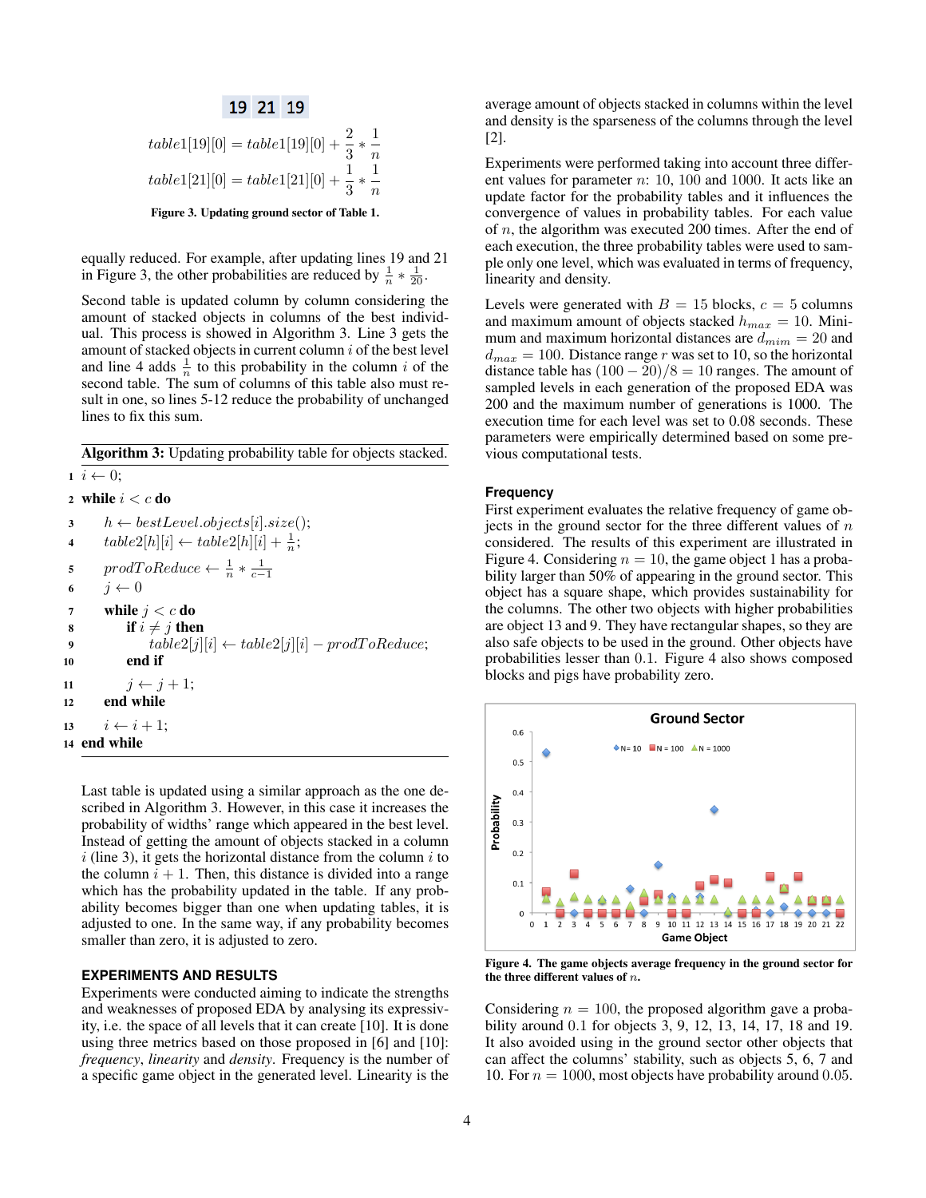19 21 19

$$table1[19][0] = table1[19][0] + \frac{2}{3} * \frac{1}{n}$$

$$table1[21][0] = table1[21][0] + \frac{1}{3} * \frac{1}{n}$$

**Figure 3. Updating ground sector of Table 1.**

equally reduced. For example, after updating lines 19 and 21 in Figure 3, the other probabilities are reduced by $\frac{1}{n} * \frac{1}{20}$.

Second table is updated column by column considering the amount of stacked objects in columns of the best individual. This process is showed in Algorithm 3. Line 3 gets the amount of stacked objects in current column $i$ of the best level and line 4 adds $\frac{1}{n}$ to this probability in the column $i$ of the second table. The sum of columns of this table also must result in one, so lines 5-12 reduce the probability of unchanged lines to fix this sum.

**Algorithm 3:** Updating probability table for objects stacked.

```
1  i ← 0;
2  while i < c do
3      h ← bestLevel.objects[i].size();
4      table2[h][i] ← table2[h][i] + 1/n;
5      prodToReduce ← 1/n * 1/(c−1)
6      j ← 0
7      while j < c do
8          if i ≠ j then
9              table2[j][i] ← table2[j][i] − prodToReduce;
10         end if
11         j ← j + 1;
12     end while
13     i ← i + 1;
14 end while
```

Last table is updated using a similar approach as the one described in Algorithm 3. However, in this case it increases the probability of widths' range which appeared in the best level. Instead of getting the amount of objects stacked in a column $i$ (line 3), it gets the horizontal distance from the column $i$ to the column $i + 1$. Then, this distance is divided into a range which has the probability updated in the table. If any probability becomes bigger than one when updating tables, it is adjusted to one. In the same way, if any probability becomes smaller than zero, it is adjusted to zero.

## EXPERIMENTS AND RESULTS

Experiments were conducted aiming to indicate the strengths and weaknesses of proposed EDA by analysing its expressivity, i.e. the space of all levels that it can create [10]. It is done using three metrics based on those proposed in [6] and [10]: *frequency*, *linearity* and *density*. Frequency is the number of a specific game object in the generated level. Linearity is the average amount of objects stacked in columns within the level and density is the sparseness of the columns through the level [2].

Experiments were performed taking into account three different values for parameter $n$: 10, 100 and 1000. It acts like an update factor for the probability tables and it influences the convergence of values in probability tables. For each value of $n$, the algorithm was executed 200 times. After the end of each execution, the three probability tables were used to sample only one level, which was evaluated in terms of frequency, linearity and density.

Levels were generated with $B = 15$ blocks, $c = 5$ columns and maximum amount of objects stacked $h_{max} = 10$. Minimum and maximum horizontal distances are $d_{mim} = 20$ and $d_{max} = 100$. Distance range $r$ was set to 10, so the horizontal distance table has $(100 - 20)/8 = 10$ ranges. The amount of sampled levels in each generation of the proposed EDA was 200 and the maximum number of generations is 1000. The execution time for each level was set to 0.08 seconds. These parameters were empirically determined based on some previous computational tests.

### Frequency

First experiment evaluates the relative frequency of game objects in the ground sector for the three different values of $n$ considered. The results of this experiment are illustrated in Figure 4. Considering $n = 10$, the game object 1 has a probability larger than 50% of appearing in the ground sector. This object has a square shape, which provides sustainability for the columns. The other two objects with higher probabilities are object 13 and 9. They have rectangular shapes, so they are also safe objects to be used in the ground. Other objects have probabilities lesser than 0.1. Figure 4 also shows composed blocks and pigs have probability zero.

Ground Sector
N= 10 N = 100 N = 1000
Probability
0 0.1 0.2 0.3 0.4 0.5 0.6
Game Object
0 1 2 3 4 5 6 7 8 9 10 11 12 13 14 15 16 17 18 19 20 21 22

**Figure 4. The game objects average frequency in the ground sector for the three different values of $n$.**

Considering $n = 100$, the proposed algorithm gave a probability around 0.1 for objects 3, 9, 12, 13, 14, 17, 18 and 19. It also avoided using in the ground sector other objects that can affect the columns' stability, such as objects 5, 6, 7 and 10. For $n = 1000$, most objects have probability around 0.05.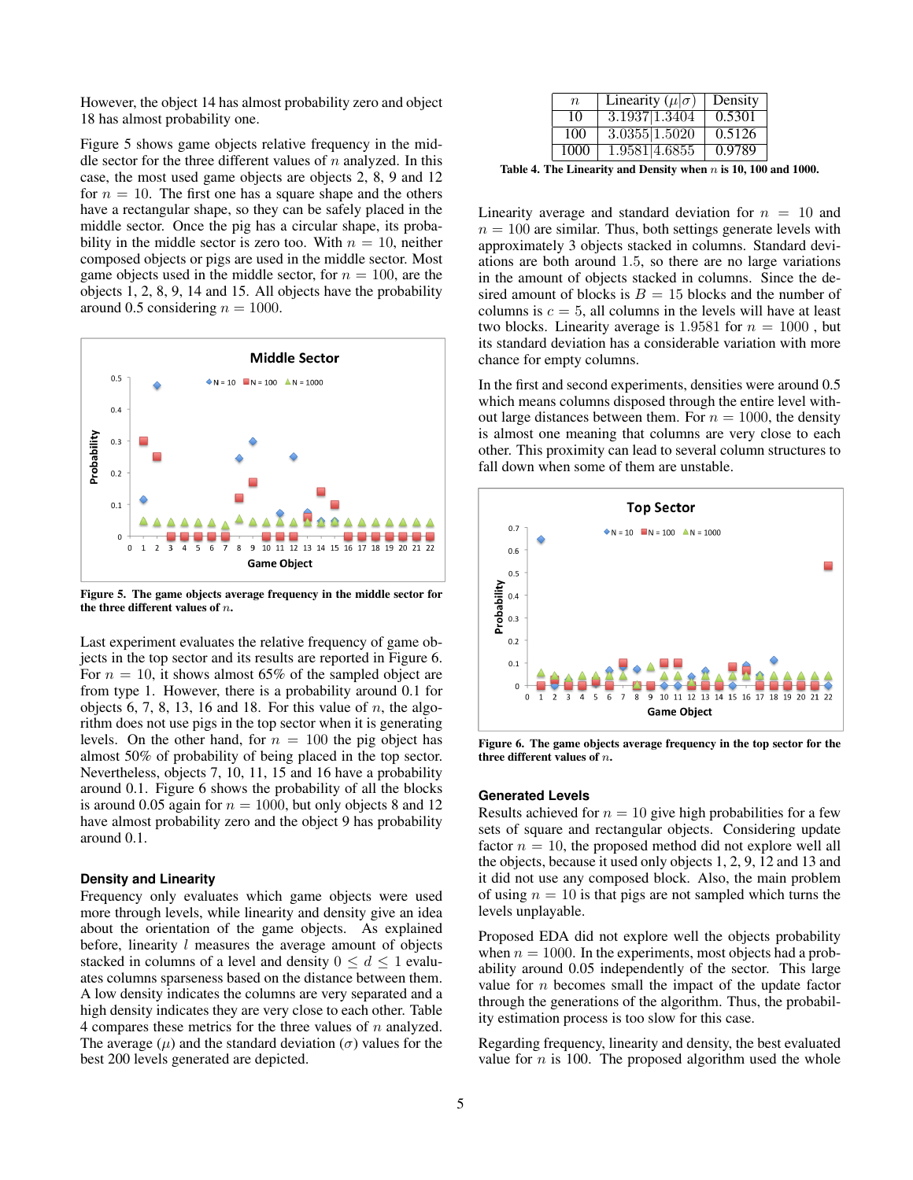However, the object 14 has almost probability zero and object 18 has almost probability one.

Figure 5 shows game objects relative frequency in the middle sector for the three different values of $n$ analyzed. In this case, the most used game objects are objects 2, 8, 9 and 12 for $n = 10$. The first one has a square shape and the others have a rectangular shape, so they can be safely placed in the middle sector. Once the pig has a circular shape, its probability in the middle sector is zero too. With $n = 10$, neither composed objects or pigs are used in the middle sector. Most game objects used in the middle sector, for $n = 100$, are the objects 1, 2, 8, 9, 14 and 15. All objects have the probability around 0.5 considering $n = 1000$.

**Figure 5. The game objects average frequency in the middle sector for the three different values of $n$.**

Last experiment evaluates the relative frequency of game objects in the top sector and its results are reported in Figure 6. For $n = 10$, it shows almost 65% of the sampled object are from type 1. However, there is a probability around 0.1 for objects 6, 7, 8, 13, 16 and 18. For this value of $n$, the algorithm does not use pigs in the top sector when it is generating levels. On the other hand, for $n = 100$ the pig object has almost 50% of probability of being placed in the top sector. Nevertheless, objects 7, 10, 11, 15 and 16 have a probability around 0.1. Figure 6 shows the probability of all the blocks is around 0.05 again for $n = 1000$, but only objects 8 and 12 have almost probability zero and the object 9 has probability around 0.1.

### Density and Linearity

Frequency only evaluates which game objects were used more through levels, while linearity and density give an idea about the orientation of the game objects. As explained before, linearity $l$ measures the average amount of objects stacked in columns of a level and density $0 \leq d \leq 1$ evaluates columns sparseness based on the distance between them. A low density indicates the columns are very separated and a high density indicates they are very close to each other. Table 4 compares these metrics for the three values of $n$ analyzed. The average ($\mu$) and the standard deviation ($\sigma$) values for the best 200 levels generated are depicted.

| $n$ | Linearity ($\mu$\|$\sigma$) | Density |
|---|---|---|
| 10 | 3.1937\|1.3404 | 0.5301 |
| 100 | 3.0355\|1.5020 | 0.5126 |
| 1000 | 1.9581\|4.6855 | 0.9789 |

**Table 4. The Linearity and Density when $n$ is 10, 100 and 1000.**

Linearity average and standard deviation for $n = 10$ and $n = 100$ are similar. Thus, both settings generate levels with approximately 3 objects stacked in columns. Standard deviations are both around 1.5, so there are no large variations in the amount of objects stacked in columns. Since the desired amount of blocks is $B = 15$ blocks and the number of columns is $c = 5$, all columns in the levels will have at least two blocks. Linearity average is 1.9581 for $n = 1000$ , but its standard deviation has a considerable variation with more chance for empty columns.

In the first and second experiments, densities were around 0.5 which means columns disposed through the entire level without large distances between them. For $n = 1000$, the density is almost one meaning that columns are very close to each other. This proximity can lead to several column structures to fall down when some of them are unstable.

**Figure 6. The game objects average frequency in the top sector for the three different values of $n$.**

### Generated Levels

Results achieved for $n = 10$ give high probabilities for a few sets of square and rectangular objects. Considering update factor $n = 10$, the proposed method did not explore well all the objects, because it used only objects 1, 2, 9, 12 and 13 and it did not use any composed block. Also, the main problem of using $n = 10$ is that pigs are not sampled which turns the levels unplayable.

Proposed EDA did not explore well the objects probability when $n = 1000$. In the experiments, most objects had a probability around 0.05 independently of the sector. This large value for $n$ becomes small the impact of the update factor through the generations of the algorithm. Thus, the probability estimation process is too slow for this case.

Regarding frequency, linearity and density, the best evaluated value for $n$ is 100. The proposed algorithm used the whole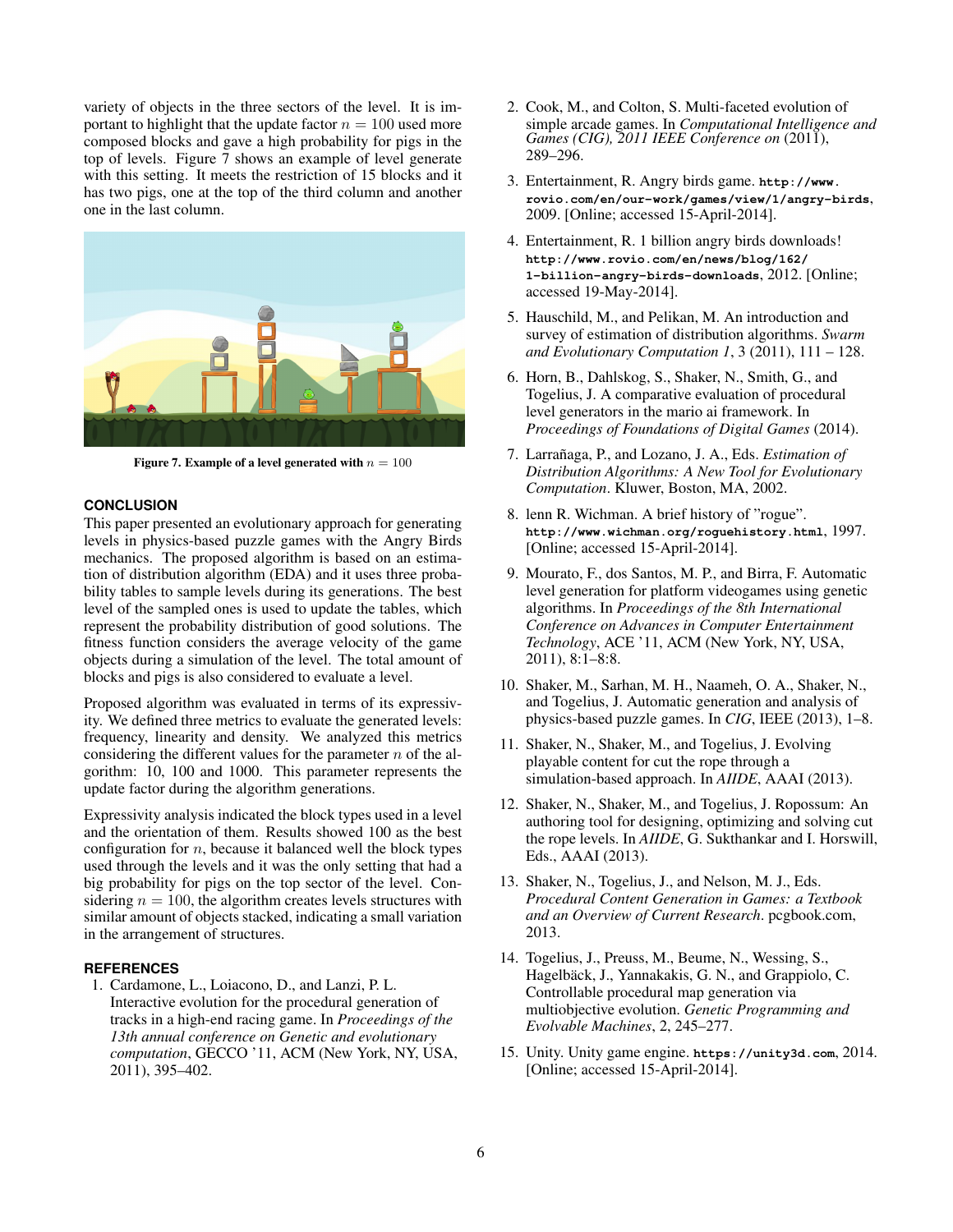variety of objects in the three sectors of the level. It is important to highlight that the update factor $n = 100$ used more composed blocks and gave a high probability for pigs in the top of levels. Figure 7 shows an example of level generate with this setting. It meets the restriction of 15 blocks and it has two pigs, one at the top of the third column and another one in the last column.

**Figure 7. Example of a level generated with $n = 100$**

## CONCLUSION

This paper presented an evolutionary approach for generating levels in physics-based puzzle games with the Angry Birds mechanics. The proposed algorithm is based on an estimation of distribution algorithm (EDA) and it uses three probability tables to sample levels during its generations. The best level of the sampled ones is used to update the tables, which represent the probability distribution of good solutions. The fitness function considers the average velocity of the game objects during a simulation of the level. The total amount of blocks and pigs is also considered to evaluate a level.

Proposed algorithm was evaluated in terms of its expressivity. We defined three metrics to evaluate the generated levels: frequency, linearity and density. We analyzed this metrics considering the different values for the parameter $n$ of the algorithm: 10, 100 and 1000. This parameter represents the update factor during the algorithm generations.

Expressivity analysis indicated the block types used in a level and the orientation of them. Results showed 100 as the best configuration for $n$, because it balanced well the block types used through the levels and it was the only setting that had a big probability for pigs on the top sector of the level. Considering $n = 100$, the algorithm creates levels structures with similar amount of objects stacked, indicating a small variation in the arrangement of structures.

## REFERENCES

1. Cardamone, L., Loiacono, D., and Lanzi, P. L. Interactive evolution for the procedural generation of tracks in a high-end racing game. In *Proceedings of the 13th annual conference on Genetic and evolutionary computation*, GECCO '11, ACM (New York, NY, USA, 2011), 395–402.
2. Cook, M., and Colton, S. Multi-faceted evolution of simple arcade games. In *Computational Intelligence and Games (CIG), 2011 IEEE Conference on* (2011), 289–296.
3. Entertainment, R. Angry birds game. **http://www.rovio.com/en/our-work/games/view/1/angry-birds**, 2009. [Online; accessed 15-April-2014].
4. Entertainment, R. 1 billion angry birds downloads! **http://www.rovio.com/en/news/blog/162/1-billion-angry-birds-downloads**, 2012. [Online; accessed 19-May-2014].
5. Hauschild, M., and Pelikan, M. An introduction and survey of estimation of distribution algorithms. *Swarm and Evolutionary Computation 1*, 3 (2011), 111 – 128.
6. Horn, B., Dahlskog, S., Shaker, N., Smith, G., and Togelius, J. A comparative evaluation of procedural level generators in the mario ai framework. In *Proceedings of Foundations of Digital Games* (2014).
7. Larrañaga, P., and Lozano, J. A., Eds. *Estimation of Distribution Algorithms: A New Tool for Evolutionary Computation*. Kluwer, Boston, MA, 2002.
8. lenn R. Wichman. A brief history of "rogue". **http://www.wichman.org/roguehistory.html**, 1997. [Online; accessed 15-April-2014].
9. Mourato, F., dos Santos, M. P., and Birra, F. Automatic level generation for platform videogames using genetic algorithms. In *Proceedings of the 8th International Conference on Advances in Computer Entertainment Technology*, ACE '11, ACM (New York, NY, USA, 2011), 8:1–8:8.
10. Shaker, M., Sarhan, M. H., Naameh, O. A., Shaker, N., and Togelius, J. Automatic generation and analysis of physics-based puzzle games. In *CIG*, IEEE (2013), 1–8.
11. Shaker, N., Shaker, M., and Togelius, J. Evolving playable content for cut the rope through a simulation-based approach. In *AIIDE*, AAAI (2013).
12. Shaker, N., Shaker, M., and Togelius, J. Ropossum: An authoring tool for designing, optimizing and solving cut the rope levels. In *AIIDE*, G. Sukthankar and I. Horswill, Eds., AAAI (2013).
13. Shaker, N., Togelius, J., and Nelson, M. J., Eds. *Procedural Content Generation in Games: a Textbook and an Overview of Current Research*. pcgbook.com, 2013.
14. Togelius, J., Preuss, M., Beume, N., Wessing, S., Hagelbäck, J., Yannakakis, G. N., and Grappiolo, C. Controllable procedural map generation via multiobjective evolution. *Genetic Programming and Evolvable Machines*, 2, 245–277.
15. Unity. Unity game engine. **https://unity3d.com**, 2014. [Online; accessed 15-April-2014].